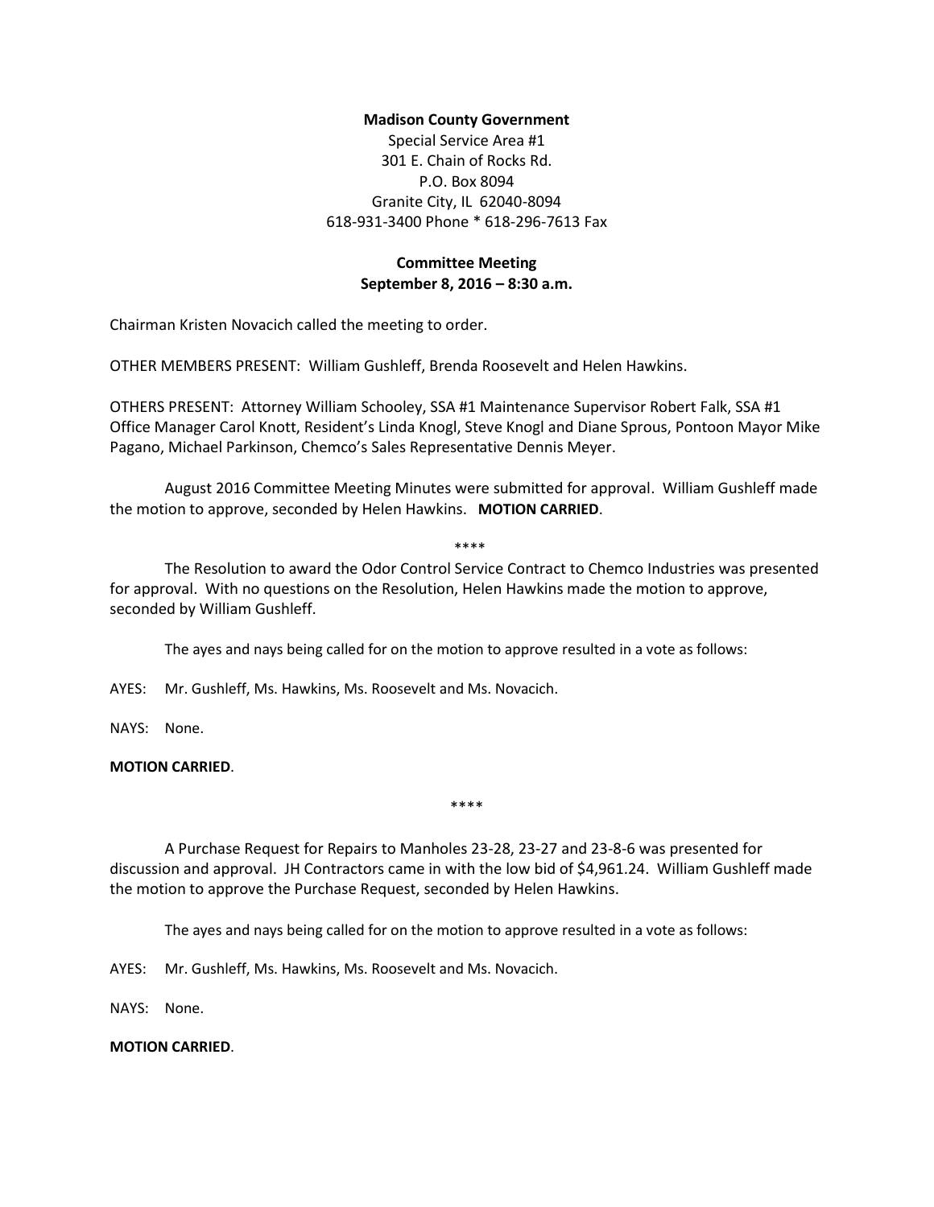**Madison County Government**

Special Service Area #1
301 E. Chain of Rocks Rd.
P.O. Box 8094
Granite City, IL 62040-8094
618-931-3400 Phone * 618-296-7613 Fax

**Committee Meeting**
**September 8, 2016 – 8:30 a.m.**

Chairman Kristen Novacich called the meeting to order.

OTHER MEMBERS PRESENT: William Gushleff, Brenda Roosevelt and Helen Hawkins.

OTHERS PRESENT: Attorney William Schooley, SSA #1 Maintenance Supervisor Robert Falk, SSA #1 Office Manager Carol Knott, Resident's Linda Knogl, Steve Knogl and Diane Sprous, Pontoon Mayor Mike Pagano, Michael Parkinson, Chemco's Sales Representative Dennis Meyer.

August 2016 Committee Meeting Minutes were submitted for approval. William Gushleff made the motion to approve, seconded by Helen Hawkins. **MOTION CARRIED**.

****

The Resolution to award the Odor Control Service Contract to Chemco Industries was presented for approval. With no questions on the Resolution, Helen Hawkins made the motion to approve, seconded by William Gushleff.

The ayes and nays being called for on the motion to approve resulted in a vote as follows:

AYES: Mr. Gushleff, Ms. Hawkins, Ms. Roosevelt and Ms. Novacich.

NAYS: None.

**MOTION CARRIED**.

****

A Purchase Request for Repairs to Manholes 23-28, 23-27 and 23-8-6 was presented for discussion and approval. JH Contractors came in with the low bid of $4,961.24. William Gushleff made the motion to approve the Purchase Request, seconded by Helen Hawkins.

The ayes and nays being called for on the motion to approve resulted in a vote as follows:

AYES: Mr. Gushleff, Ms. Hawkins, Ms. Roosevelt and Ms. Novacich.

NAYS: None.

**MOTION CARRIED**.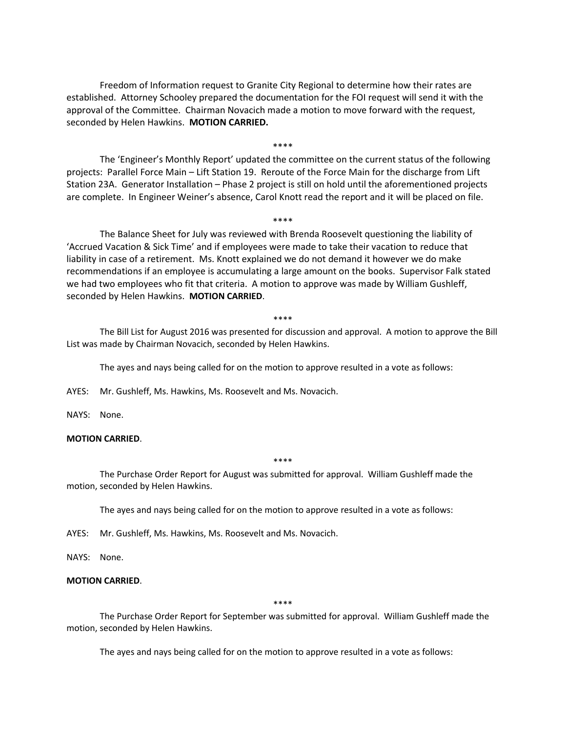Freedom of Information request to Granite City Regional to determine how their rates are established. Attorney Schooley prepared the documentation for the FOI request will send it with the approval of the Committee. Chairman Novacich made a motion to move forward with the request, seconded by Helen Hawkins. **MOTION CARRIED.**

****

The 'Engineer's Monthly Report' updated the committee on the current status of the following projects: Parallel Force Main – Lift Station 19. Reroute of the Force Main for the discharge from Lift Station 23A. Generator Installation – Phase 2 project is still on hold until the aforementioned projects are complete. In Engineer Weiner's absence, Carol Knott read the report and it will be placed on file.

****

The Balance Sheet for July was reviewed with Brenda Roosevelt questioning the liability of 'Accrued Vacation & Sick Time' and if employees were made to take their vacation to reduce that liability in case of a retirement. Ms. Knott explained we do not demand it however we do make recommendations if an employee is accumulating a large amount on the books. Supervisor Falk stated we had two employees who fit that criteria. A motion to approve was made by William Gushleff, seconded by Helen Hawkins. **MOTION CARRIED**.

****

The Bill List for August 2016 was presented for discussion and approval. A motion to approve the Bill List was made by Chairman Novacich, seconded by Helen Hawkins.

The ayes and nays being called for on the motion to approve resulted in a vote as follows:

AYES: Mr. Gushleff, Ms. Hawkins, Ms. Roosevelt and Ms. Novacich.

NAYS: None.

**MOTION CARRIED**.

****

The Purchase Order Report for August was submitted for approval. William Gushleff made the motion, seconded by Helen Hawkins.

The ayes and nays being called for on the motion to approve resulted in a vote as follows:

AYES: Mr. Gushleff, Ms. Hawkins, Ms. Roosevelt and Ms. Novacich.

NAYS: None.

**MOTION CARRIED**.

****

The Purchase Order Report for September was submitted for approval. William Gushleff made the motion, seconded by Helen Hawkins.

The ayes and nays being called for on the motion to approve resulted in a vote as follows: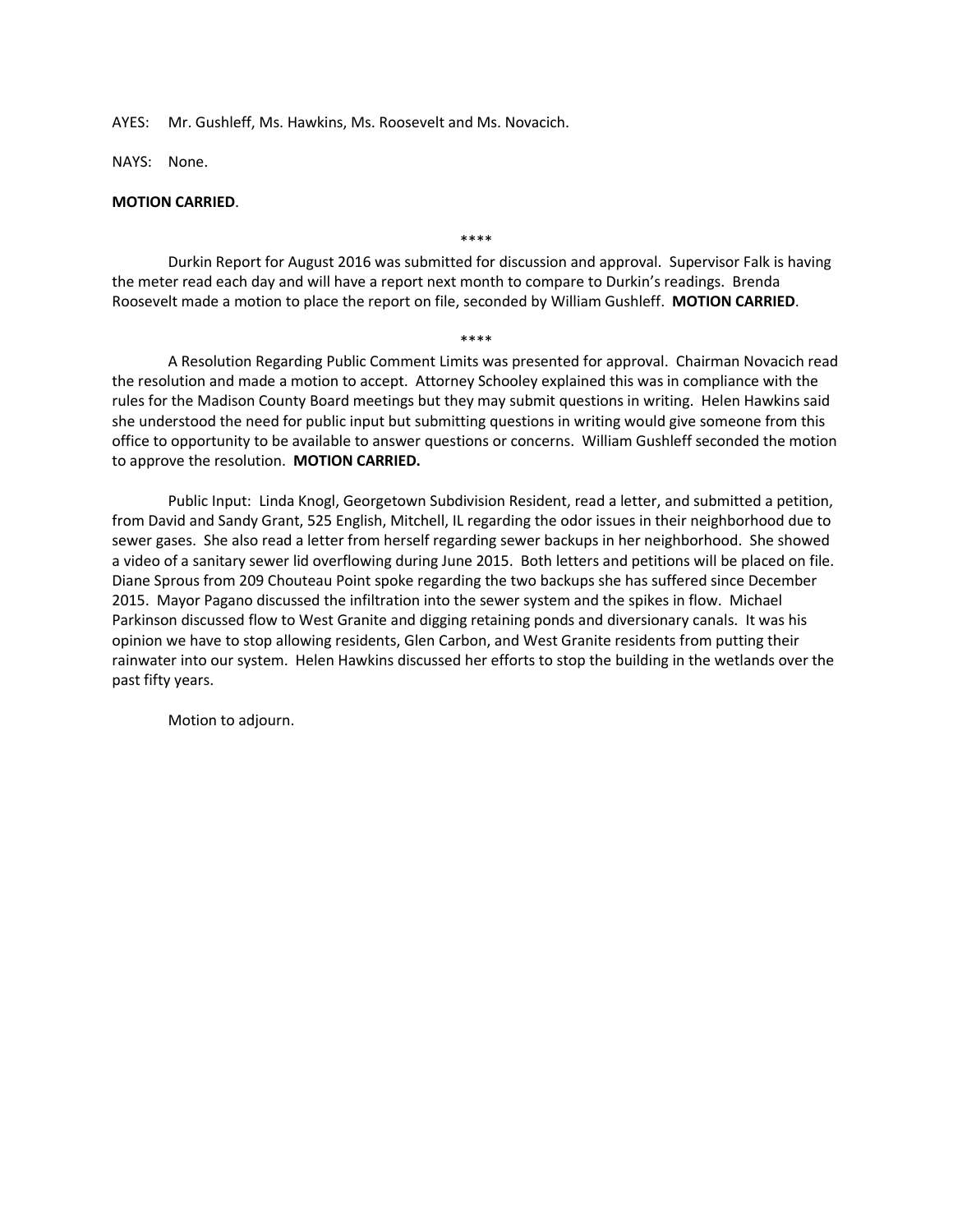AYES: Mr. Gushleff, Ms. Hawkins, Ms. Roosevelt and Ms. Novacich.

NAYS: None.

**MOTION CARRIED**.

\*\*\*\*

Durkin Report for August 2016 was submitted for discussion and approval. Supervisor Falk is having the meter read each day and will have a report next month to compare to Durkin's readings. Brenda Roosevelt made a motion to place the report on file, seconded by William Gushleff. **MOTION CARRIED**.

\*\*\*\*

A Resolution Regarding Public Comment Limits was presented for approval. Chairman Novacich read the resolution and made a motion to accept. Attorney Schooley explained this was in compliance with the rules for the Madison County Board meetings but they may submit questions in writing. Helen Hawkins said she understood the need for public input but submitting questions in writing would give someone from this office to opportunity to be available to answer questions or concerns. William Gushleff seconded the motion to approve the resolution. **MOTION CARRIED.**

Public Input: Linda Knogl, Georgetown Subdivision Resident, read a letter, and submitted a petition, from David and Sandy Grant, 525 English, Mitchell, IL regarding the odor issues in their neighborhood due to sewer gases. She also read a letter from herself regarding sewer backups in her neighborhood. She showed a video of a sanitary sewer lid overflowing during June 2015. Both letters and petitions will be placed on file. Diane Sprous from 209 Chouteau Point spoke regarding the two backups she has suffered since December 2015. Mayor Pagano discussed the infiltration into the sewer system and the spikes in flow. Michael Parkinson discussed flow to West Granite and digging retaining ponds and diversionary canals. It was his opinion we have to stop allowing residents, Glen Carbon, and West Granite residents from putting their rainwater into our system. Helen Hawkins discussed her efforts to stop the building in the wetlands over the past fifty years.

Motion to adjourn.